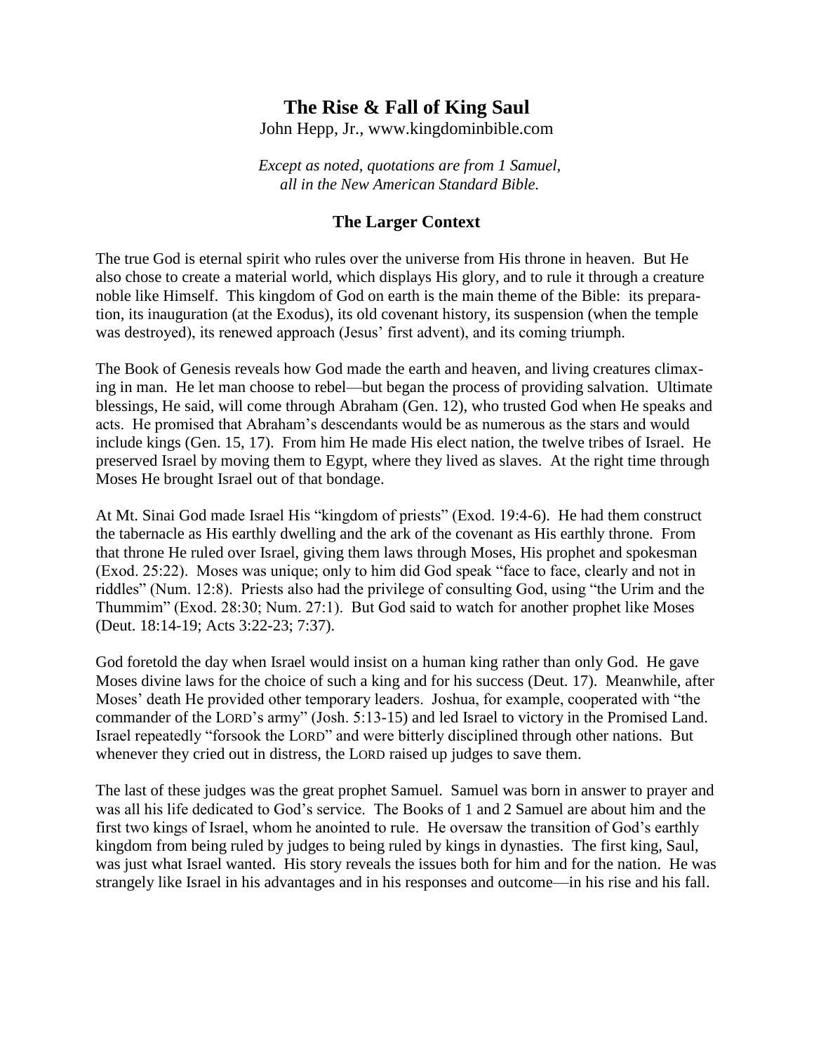# The Rise & Fall of King Saul

John Hepp, Jr., www.kingdominbible.com

*Except as noted, quotations are from 1 Samuel, all in the New American Standard Bible.*

## The Larger Context

The true God is eternal spirit who rules over the universe from His throne in heaven. But He also chose to create a material world, which displays His glory, and to rule it through a creature noble like Himself. This kingdom of God on earth is the main theme of the Bible: its preparation, its inauguration (at the Exodus), its old covenant history, its suspension (when the temple was destroyed), its renewed approach (Jesus' first advent), and its coming triumph.

The Book of Genesis reveals how God made the earth and heaven, and living creatures climaxing in man. He let man choose to rebel—but began the process of providing salvation. Ultimate blessings, He said, will come through Abraham (Gen. 12), who trusted God when He speaks and acts. He promised that Abraham's descendants would be as numerous as the stars and would include kings (Gen. 15, 17). From him He made His elect nation, the twelve tribes of Israel. He preserved Israel by moving them to Egypt, where they lived as slaves. At the right time through Moses He brought Israel out of that bondage.

At Mt. Sinai God made Israel His "kingdom of priests" (Exod. 19:4-6). He had them construct the tabernacle as His earthly dwelling and the ark of the covenant as His earthly throne. From that throne He ruled over Israel, giving them laws through Moses, His prophet and spokesman (Exod. 25:22). Moses was unique; only to him did God speak "face to face, clearly and not in riddles" (Num. 12:8). Priests also had the privilege of consulting God, using "the Urim and the Thummim" (Exod. 28:30; Num. 27:1). But God said to watch for another prophet like Moses (Deut. 18:14-19; Acts 3:22-23; 7:37).

God foretold the day when Israel would insist on a human king rather than only God. He gave Moses divine laws for the choice of such a king and for his success (Deut. 17). Meanwhile, after Moses' death He provided other temporary leaders. Joshua, for example, cooperated with "the commander of the LORD's army" (Josh. 5:13-15) and led Israel to victory in the Promised Land. Israel repeatedly "forsook the LORD" and were bitterly disciplined through other nations. But whenever they cried out in distress, the LORD raised up judges to save them.

The last of these judges was the great prophet Samuel. Samuel was born in answer to prayer and was all his life dedicated to God's service. The Books of 1 and 2 Samuel are about him and the first two kings of Israel, whom he anointed to rule. He oversaw the transition of God's earthly kingdom from being ruled by judges to being ruled by kings in dynasties. The first king, Saul, was just what Israel wanted. His story reveals the issues both for him and for the nation. He was strangely like Israel in his advantages and in his responses and outcome—in his rise and his fall.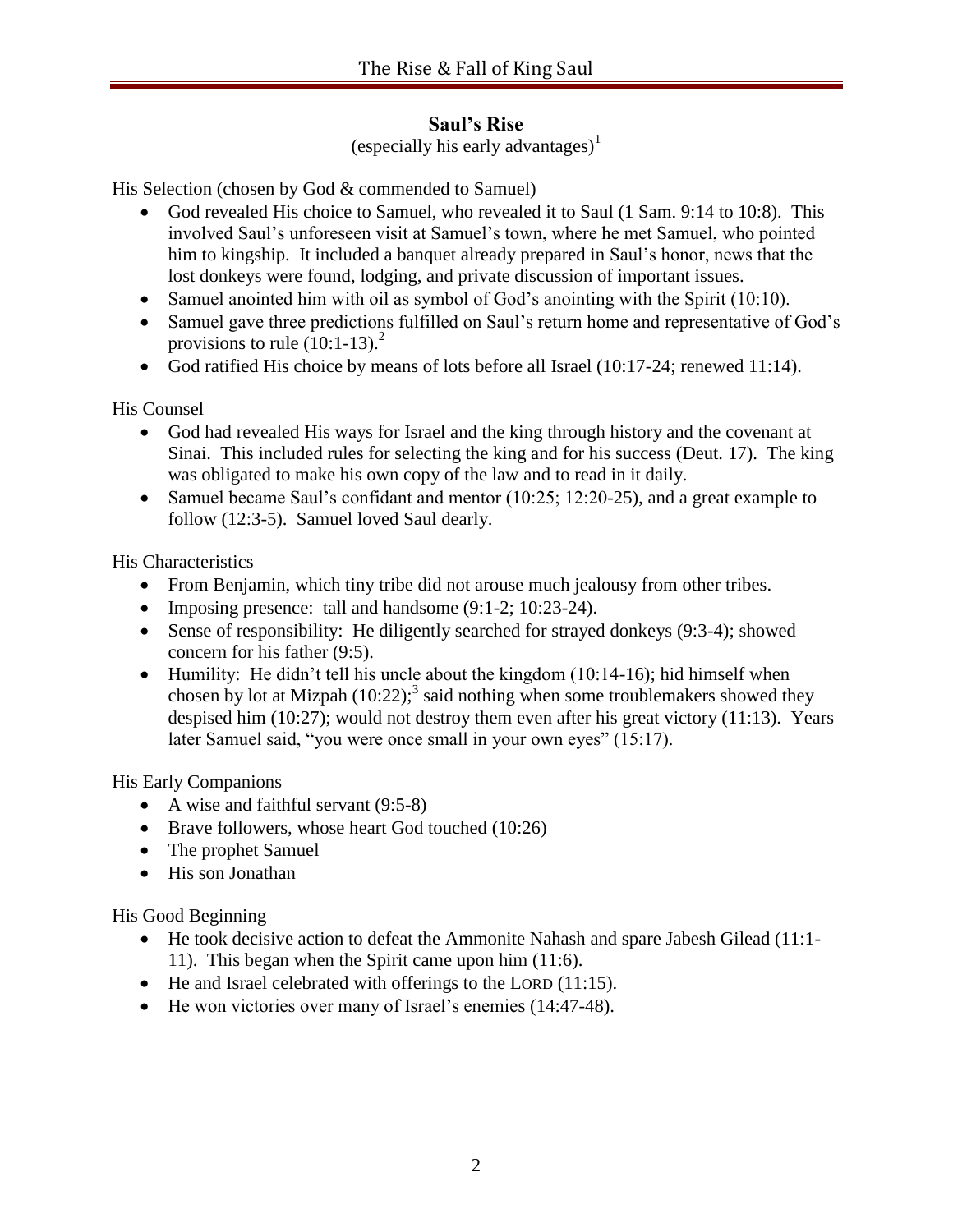## Saul's Rise

(especially his early advantages)[1]

His Selection (chosen by God & commended to Samuel)

- God revealed His choice to Samuel, who revealed it to Saul (1 Sam. 9:14 to 10:8). This involved Saul's unforeseen visit at Samuel's town, where he met Samuel, who pointed him to kingship. It included a banquet already prepared in Saul's honor, news that the lost donkeys were found, lodging, and private discussion of important issues.
- Samuel anointed him with oil as symbol of God's anointing with the Spirit (10:10).
- Samuel gave three predictions fulfilled on Saul's return home and representative of God's provisions to rule (10:1-13).[2]
- God ratified His choice by means of lots before all Israel (10:17-24; renewed 11:14).

His Counsel

- God had revealed His ways for Israel and the king through history and the covenant at Sinai. This included rules for selecting the king and for his success (Deut. 17). The king was obligated to make his own copy of the law and to read in it daily.
- Samuel became Saul's confidant and mentor (10:25; 12:20-25), and a great example to follow (12:3-5). Samuel loved Saul dearly.

His Characteristics

- From Benjamin, which tiny tribe did not arouse much jealousy from other tribes.
- Imposing presence: tall and handsome (9:1-2; 10:23-24).
- Sense of responsibility: He diligently searched for strayed donkeys (9:3-4); showed concern for his father (9:5).
- Humility: He didn't tell his uncle about the kingdom (10:14-16); hid himself when chosen by lot at Mizpah (10:22);[3] said nothing when some troublemakers showed they despised him (10:27); would not destroy them even after his great victory (11:13). Years later Samuel said, "you were once small in your own eyes" (15:17).

His Early Companions

- A wise and faithful servant (9:5-8)
- Brave followers, whose heart God touched (10:26)
- The prophet Samuel
- His son Jonathan

His Good Beginning

- He took decisive action to defeat the Ammonite Nahash and spare Jabesh Gilead (11:1-11). This began when the Spirit came upon him (11:6).
- He and Israel celebrated with offerings to the LORD (11:15).
- He won victories over many of Israel's enemies (14:47-48).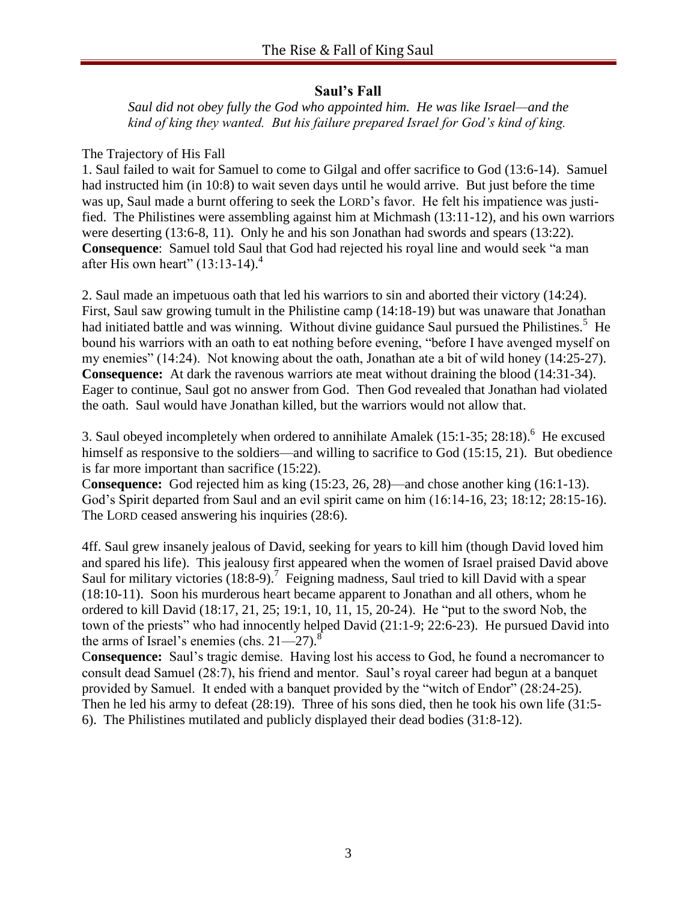## Saul's Fall

*Saul did not obey fully the God who appointed him. He was like Israel—and the kind of king they wanted. But his failure prepared Israel for God's kind of king.*

The Trajectory of His Fall

1. Saul failed to wait for Samuel to come to Gilgal and offer sacrifice to God (13:6-14). Samuel had instructed him (in 10:8) to wait seven days until he would arrive. But just before the time was up, Saul made a burnt offering to seek the LORD's favor. He felt his impatience was justified. The Philistines were assembling against him at Michmash (13:11-12), and his own warriors were deserting (13:6-8, 11). Only he and his son Jonathan had swords and spears (13:22). **Consequence**: Samuel told Saul that God had rejected his royal line and would seek "a man after His own heart" (13:13-14).[4]

2. Saul made an impetuous oath that led his warriors to sin and aborted their victory (14:24). First, Saul saw growing tumult in the Philistine camp (14:18-19) but was unaware that Jonathan had initiated battle and was winning. Without divine guidance Saul pursued the Philistines.[5] He bound his warriors with an oath to eat nothing before evening, "before I have avenged myself on my enemies" (14:24). Not knowing about the oath, Jonathan ate a bit of wild honey (14:25-27). **Consequence:** At dark the ravenous warriors ate meat without draining the blood (14:31-34). Eager to continue, Saul got no answer from God. Then God revealed that Jonathan had violated the oath. Saul would have Jonathan killed, but the warriors would not allow that.

3. Saul obeyed incompletely when ordered to annihilate Amalek (15:1-35; 28:18).[6] He excused himself as responsive to the soldiers—and willing to sacrifice to God (15:15, 21). But obedience is far more important than sacrifice (15:22).
**Consequence:** God rejected him as king (15:23, 26, 28)—and chose another king (16:1-13). God's Spirit departed from Saul and an evil spirit came on him (16:14-16, 23; 18:12; 28:15-16). The LORD ceased answering his inquiries (28:6).

4ff. Saul grew insanely jealous of David, seeking for years to kill him (though David loved him and spared his life). This jealousy first appeared when the women of Israel praised David above Saul for military victories (18:8-9).[7] Feigning madness, Saul tried to kill David with a spear (18:10-11). Soon his murderous heart became apparent to Jonathan and all others, whom he ordered to kill David (18:17, 21, 25; 19:1, 10, 11, 15, 20-24). He "put to the sword Nob, the town of the priests" who had innocently helped David (21:1-9; 22:6-23). He pursued David into the arms of Israel's enemies (chs. 21—27).[8]
**Consequence:** Saul's tragic demise. Having lost his access to God, he found a necromancer to consult dead Samuel (28:7), his friend and mentor. Saul's royal career had begun at a banquet provided by Samuel. It ended with a banquet provided by the "witch of Endor" (28:24-25). Then he led his army to defeat (28:19). Three of his sons died, then he took his own life (31:5-6). The Philistines mutilated and publicly displayed their dead bodies (31:8-12).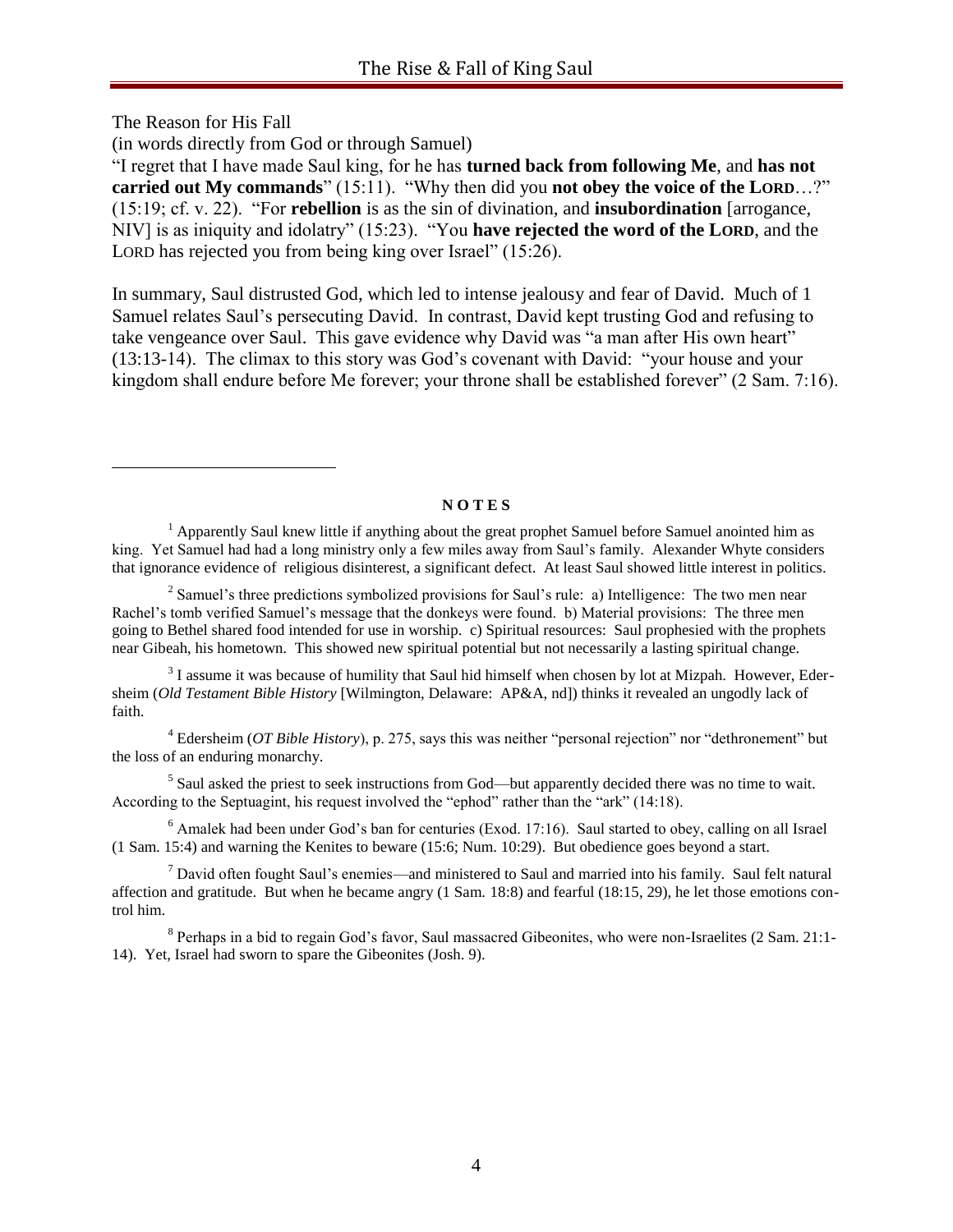The Reason for His Fall

(in words directly from God or through Samuel)

"I regret that I have made Saul king, for he has **turned back from following Me**, and **has not carried out My commands**" (15:11). "Why then did you **not obey the voice of the LORD**…?" (15:19; cf. v. 22). "For **rebellion** is as the sin of divination, and **insubordination** [arrogance, NIV] is as iniquity and idolatry" (15:23). "You **have rejected the word of the LORD**, and the LORD has rejected you from being king over Israel" (15:26).

In summary, Saul distrusted God, which led to intense jealousy and fear of David. Much of 1 Samuel relates Saul's persecuting David. In contrast, David kept trusting God and refusing to take vengeance over Saul. This gave evidence why David was "a man after His own heart" (13:13-14). The climax to this story was God's covenant with David: "your house and your kingdom shall endure before Me forever; your throne shall be established forever" (2 Sam. 7:16).

---

**NOTES**

[1] Apparently Saul knew little if anything about the great prophet Samuel before Samuel anointed him as king. Yet Samuel had had a long ministry only a few miles away from Saul's family. Alexander Whyte considers that ignorance evidence of religious disinterest, a significant defect. At least Saul showed little interest in politics.

[2] Samuel's three predictions symbolized provisions for Saul's rule: a) Intelligence: The two men near Rachel's tomb verified Samuel's message that the donkeys were found. b) Material provisions: The three men going to Bethel shared food intended for use in worship. c) Spiritual resources: Saul prophesied with the prophets near Gibeah, his hometown. This showed new spiritual potential but not necessarily a lasting spiritual change.

[3] I assume it was because of humility that Saul hid himself when chosen by lot at Mizpah. However, Edersheim (*Old Testament Bible History* [Wilmington, Delaware: AP&A, nd]) thinks it revealed an ungodly lack of faith.

[4] Edersheim (*OT Bible History*), p. 275, says this was neither "personal rejection" nor "dethronement" but the loss of an enduring monarchy.

[5] Saul asked the priest to seek instructions from God—but apparently decided there was no time to wait. According to the Septuagint, his request involved the "ephod" rather than the "ark" (14:18).

[6] Amalek had been under God's ban for centuries (Exod. 17:16). Saul started to obey, calling on all Israel (1 Sam. 15:4) and warning the Kenites to beware (15:6; Num. 10:29). But obedience goes beyond a start.

[7] David often fought Saul's enemies—and ministered to Saul and married into his family. Saul felt natural affection and gratitude. But when he became angry (1 Sam. 18:8) and fearful (18:15, 29), he let those emotions control him.

[8] Perhaps in a bid to regain God's favor, Saul massacred Gibeonites, who were non-Israelites (2 Sam. 21:1-14). Yet, Israel had sworn to spare the Gibeonites (Josh. 9).